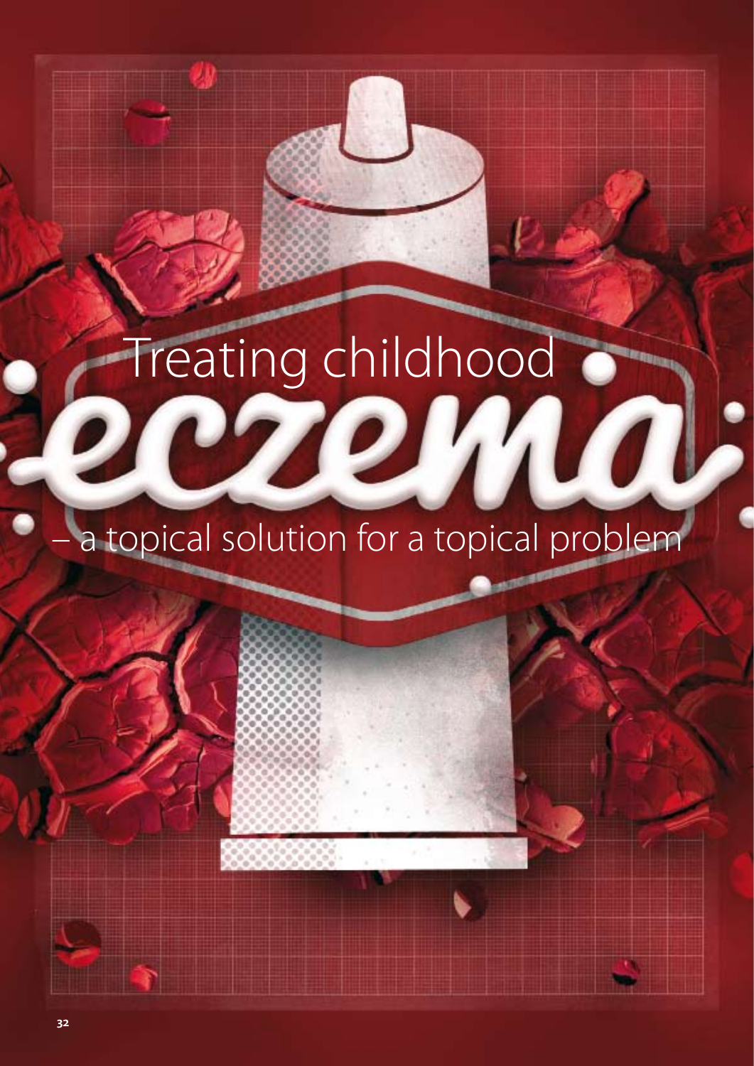# Treating childhood eczema

## – a topical solution for a topical problem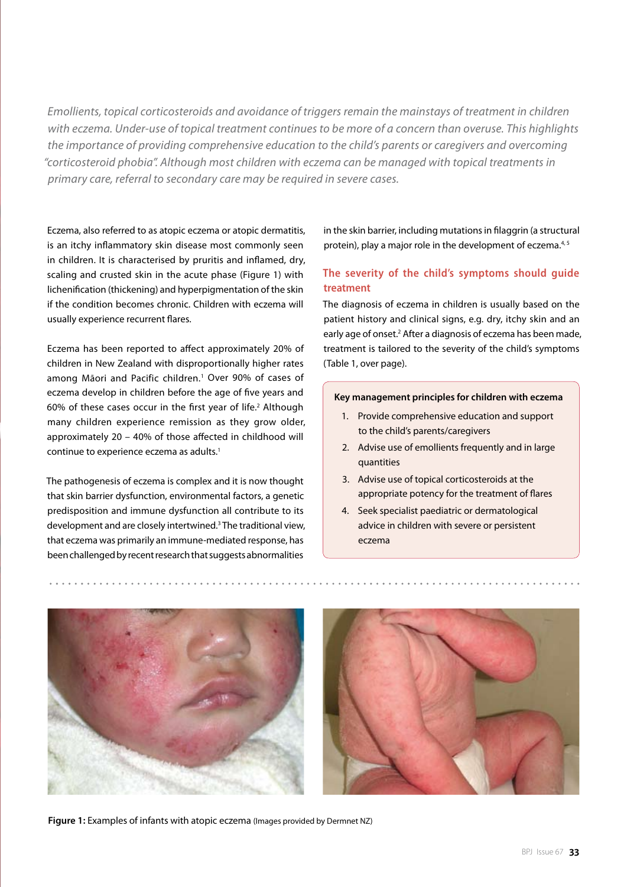*Emollients, topical corticosteroids and avoidance of triggers remain the mainstays of treatment in children with eczema. Under-use of topical treatment continues to be more of a concern than overuse. This highlights the importance of providing comprehensive education to the child's parents or caregivers and overcoming "corticosteroid phobia". Although most children with eczema can be managed with topical treatments in primary care, referral to secondary care may be required in severe cases.*

Eczema, also referred to as atopic eczema or atopic dermatitis, is an itchy inflammatory skin disease most commonly seen in children. It is characterised by pruritis and inflamed, dry, scaling and crusted skin in the acute phase (Figure 1) with lichenification (thickening) and hyperpigmentation of the skin if the condition becomes chronic. Children with eczema will usually experience recurrent flares.

Eczema has been reported to affect approximately 20% of children in New Zealand with disproportionally higher rates among Māori and Pacific children.[1] Over 90% of cases of eczema develop in children before the age of five years and 60% of these cases occur in the first year of life.[2] Although many children experience remission as they grow older, approximately 20 – 40% of those affected in childhood will continue to experience eczema as adults.[1]

The pathogenesis of eczema is complex and it is now thought that skin barrier dysfunction, environmental factors, a genetic predisposition and immune dysfunction all contribute to its development and are closely intertwined.[3] The traditional view, that eczema was primarily an immune-mediated response, has been challenged by recent research that suggests abnormalities in the skin barrier, including mutations in filaggrin (a structural protein), play a major role in the development of eczema.[4, 5]

## The severity of the child's symptoms should guide treatment

The diagnosis of eczema in children is usually based on the patient history and clinical signs, e.g. dry, itchy skin and an early age of onset.[2] After a diagnosis of eczema has been made, treatment is tailored to the severity of the child's symptoms (Table 1, over page).

**Key management principles for children with eczema**

1. Provide comprehensive education and support to the child's parents/caregivers
2. Advise use of emollients frequently and in large quantities
3. Advise use of topical corticosteroids at the appropriate potency for the treatment of flares
4. Seek specialist paediatric or dermatological advice in children with severe or persistent eczema

**Figure 1:** Examples of infants with atopic eczema (Images provided by Dermnet NZ)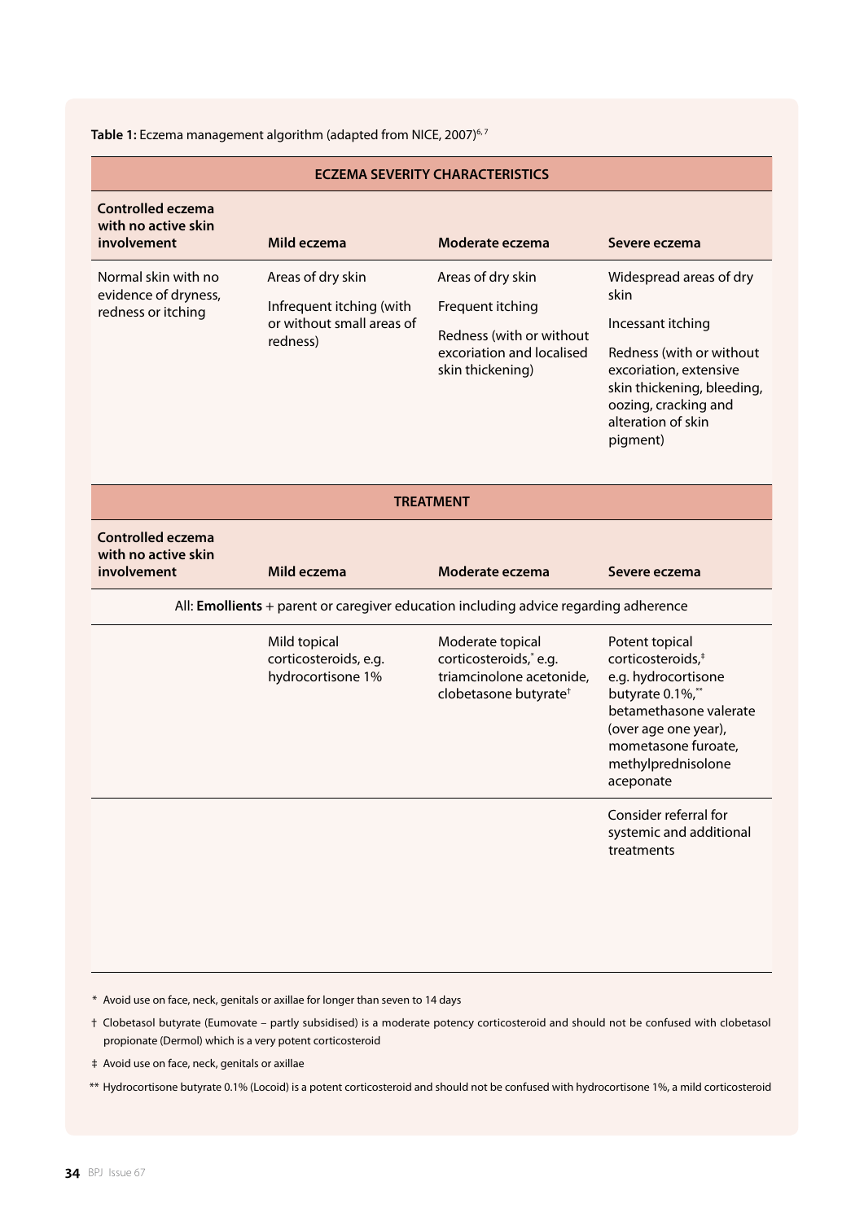**Table 1:** Eczema management algorithm (adapted from NICE, 2007)[6,7]

| **ECZEMA SEVERITY CHARACTERISTICS** | | | |
|---|---|---|---|
| **Controlled eczema with no active skin involvement** | **Mild eczema** | **Moderate eczema** | **Severe eczema** |
| Normal skin with no evidence of dryness, redness or itching | Areas of dry skin<br><br>Infrequent itching (with or without small areas of redness) | Areas of dry skin<br><br>Frequent itching<br><br>Redness (with or without excoriation and localised skin thickening) | Widespread areas of dry skin<br><br>Incessant itching<br><br>Redness (with or without excoriation, extensive skin thickening, bleeding, oozing, cracking and alteration of skin pigment) |
| **TREATMENT** | | | |
| **Controlled eczema with no active skin involvement** | **Mild eczema** | **Moderate eczema** | **Severe eczema** |
| All: **Emollients** + parent or caregiver education including advice regarding adherence | | | |
| | Mild topical corticosteroids, e.g. hydrocortisone 1% | Moderate topical corticosteroids,* e.g. triamcinolone acetonide, clobetasone butyrate† | Potent topical corticosteroids,‡ e.g. hydrocortisone butyrate 0.1%,** betamethasone valerate (over age one year), mometasone furoate, methylprednisolone aceponate |
| | | | Consider referral for systemic and additional treatments |

\* Avoid use on face, neck, genitals or axillae for longer than seven to 14 days

† Clobetasol butyrate (Eumovate – partly subsidised) is a moderate potency corticosteroid and should not be confused with clobetasol propionate (Dermol) which is a very potent corticosteroid

‡ Avoid use on face, neck, genitals or axillae

** Hydrocortisone butyrate 0.1% (Locoid) is a potent corticosteroid and should not be confused with hydrocortisone 1%, a mild corticosteroid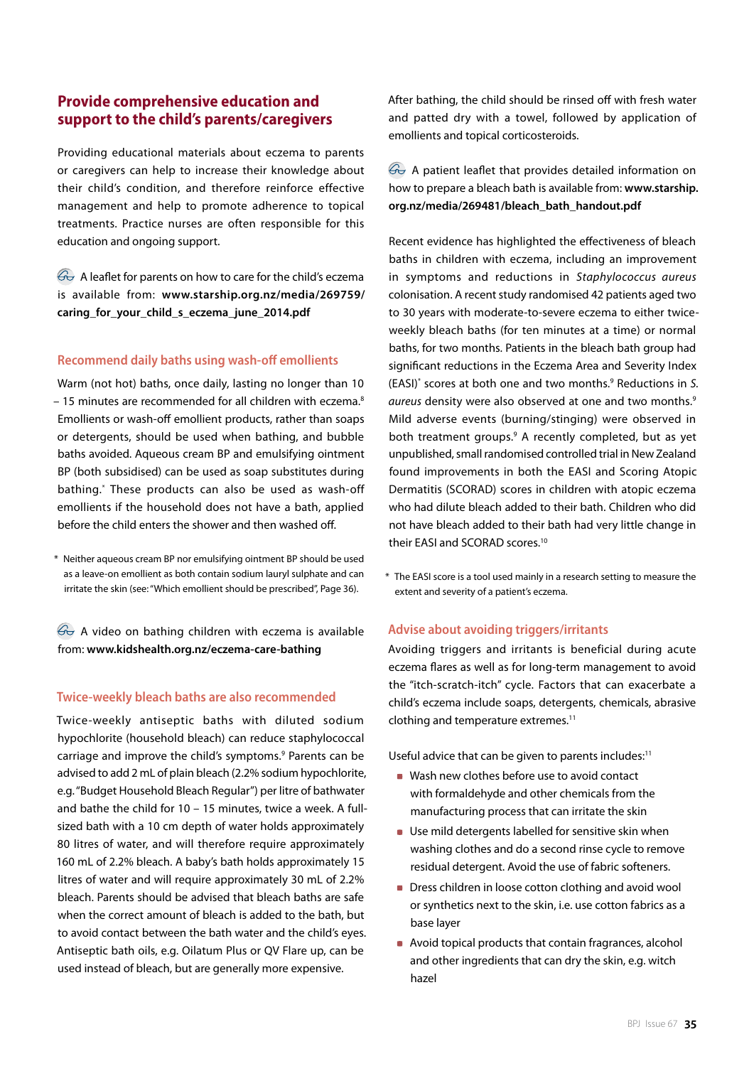## Provide comprehensive education and support to the child's parents/caregivers

Providing educational materials about eczema to parents or caregivers can help to increase their knowledge about their child's condition, and therefore reinforce effective management and help to promote adherence to topical treatments. Practice nurses are often responsible for this education and ongoing support.

A leaflet for parents on how to care for the child's eczema is available from: **www.starship.org.nz/media/269759/caring_for_your_child_s_eczema_june_2014.pdf**

### Recommend daily baths using wash-off emollients

Warm (not hot) baths, once daily, lasting no longer than 10 – 15 minutes are recommended for all children with eczema.[8] Emollients or wash-off emollient products, rather than soaps or detergents, should be used when bathing, and bubble baths avoided. Aqueous cream BP and emulsifying ointment BP (both subsidised) can be used as soap substitutes during bathing.* These products can also be used as wash-off emollients if the household does not have a bath, applied before the child enters the shower and then washed off.

\* Neither aqueous cream BP nor emulsifying ointment BP should be used as a leave-on emollient as both contain sodium lauryl sulphate and can irritate the skin (see: "Which emollient should be prescribed", Page 36).

A video on bathing children with eczema is available from: **www.kidshealth.org.nz/eczema-care-bathing**

### Twice-weekly bleach baths are also recommended

Twice-weekly antiseptic baths with diluted sodium hypochlorite (household bleach) can reduce staphylococcal carriage and improve the child's symptoms.[9] Parents can be advised to add 2 mL of plain bleach (2.2% sodium hypochlorite, e.g. "Budget Household Bleach Regular") per litre of bathwater and bathe the child for 10 – 15 minutes, twice a week. A full-sized bath with a 10 cm depth of water holds approximately 80 litres of water, and will therefore require approximately 160 mL of 2.2% bleach. A baby's bath holds approximately 15 litres of water and will require approximately 30 mL of 2.2% bleach. Parents should be advised that bleach baths are safe when the correct amount of bleach is added to the bath, but to avoid contact between the bath water and the child's eyes. Antiseptic bath oils, e.g. Oilatum Plus or QV Flare up, can be used instead of bleach, but are generally more expensive.

After bathing, the child should be rinsed off with fresh water and patted dry with a towel, followed by application of emollients and topical corticosteroids.

A patient leaflet that provides detailed information on how to prepare a bleach bath is available from: **www.starship.org.nz/media/269481/bleach_bath_handout.pdf**

Recent evidence has highlighted the effectiveness of bleach baths in children with eczema, including an improvement in symptoms and reductions in *Staphylococcus aureus* colonisation. A recent study randomised 42 patients aged two to 30 years with moderate-to-severe eczema to either twice-weekly bleach baths (for ten minutes at a time) or normal baths, for two months. Patients in the bleach bath group had significant reductions in the Eczema Area and Severity Index (EASI)* scores at both one and two months.[9] Reductions in *S. aureus* density were also observed at one and two months.[9] Mild adverse events (burning/stinging) were observed in both treatment groups.[9] A recently completed, but as yet unpublished, small randomised controlled trial in New Zealand found improvements in both the EASI and Scoring Atopic Dermatitis (SCORAD) scores in children with atopic eczema who had dilute bleach added to their bath. Children who did not have bleach added to their bath had very little change in their EASI and SCORAD scores.[10]

\* The EASI score is a tool used mainly in a research setting to measure the extent and severity of a patient's eczema.

### Advise about avoiding triggers/irritants

Avoiding triggers and irritants is beneficial during acute eczema flares as well as for long-term management to avoid the "itch-scratch-itch" cycle. Factors that can exacerbate a child's eczema include soaps, detergents, chemicals, abrasive clothing and temperature extremes.[11]

Useful advice that can be given to parents includes:[11]

- Wash new clothes before use to avoid contact with formaldehyde and other chemicals from the manufacturing process that can irritate the skin
- Use mild detergents labelled for sensitive skin when washing clothes and do a second rinse cycle to remove residual detergent. Avoid the use of fabric softeners.
- Dress children in loose cotton clothing and avoid wool or synthetics next to the skin, i.e. use cotton fabrics as a base layer
- Avoid topical products that contain fragrances, alcohol and other ingredients that can dry the skin, e.g. witch hazel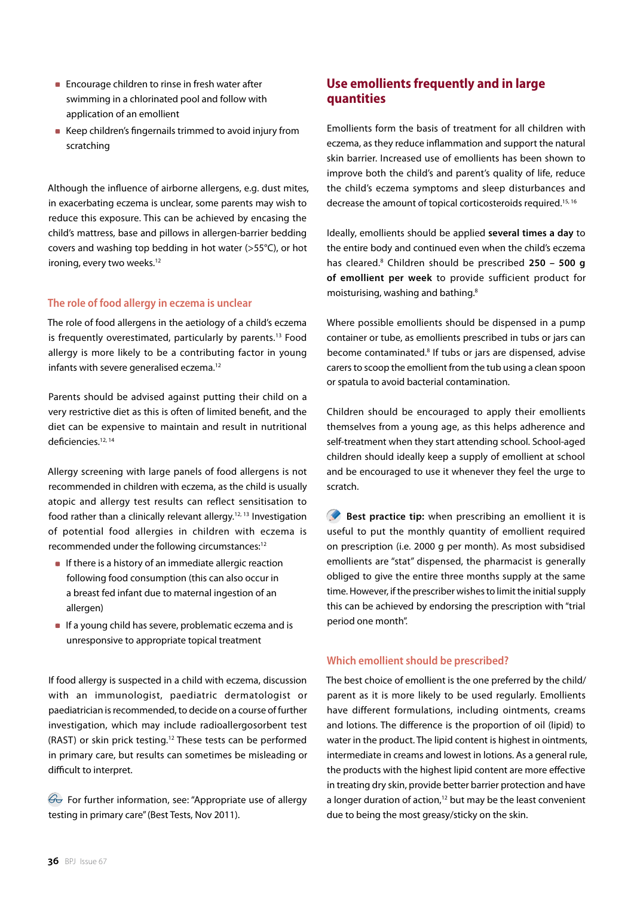- Encourage children to rinse in fresh water after swimming in a chlorinated pool and follow with application of an emollient
- Keep children's fingernails trimmed to avoid injury from scratching

Although the influence of airborne allergens, e.g. dust mites, in exacerbating eczema is unclear, some parents may wish to reduce this exposure. This can be achieved by encasing the child's mattress, base and pillows in allergen-barrier bedding covers and washing top bedding in hot water (>55°C), or hot ironing, every two weeks.[12]

### The role of food allergy in eczema is unclear

The role of food allergens in the aetiology of a child's eczema is frequently overestimated, particularly by parents.[13] Food allergy is more likely to be a contributing factor in young infants with severe generalised eczema.[12]

Parents should be advised against putting their child on a very restrictive diet as this is often of limited benefit, and the diet can be expensive to maintain and result in nutritional deficiencies.[12, 14]

Allergy screening with large panels of food allergens is not recommended in children with eczema, as the child is usually atopic and allergy test results can reflect sensitisation to food rather than a clinically relevant allergy.[12, 13] Investigation of potential food allergies in children with eczema is recommended under the following circumstances:[12]

- If there is a history of an immediate allergic reaction following food consumption (this can also occur in a breast fed infant due to maternal ingestion of an allergen)
- If a young child has severe, problematic eczema and is unresponsive to appropriate topical treatment

If food allergy is suspected in a child with eczema, discussion with an immunologist, paediatric dermatologist or paediatrician is recommended, to decide on a course of further investigation, which may include radioallergosorbent test (RAST) or skin prick testing.[12] These tests can be performed in primary care, but results can sometimes be misleading or difficult to interpret.

For further information, see: "Appropriate use of allergy testing in primary care" (Best Tests, Nov 2011).

## Use emollients frequently and in large quantities

Emollients form the basis of treatment for all children with eczema, as they reduce inflammation and support the natural skin barrier. Increased use of emollients has been shown to improve both the child's and parent's quality of life, reduce the child's eczema symptoms and sleep disturbances and decrease the amount of topical corticosteroids required.[15, 16]

Ideally, emollients should be applied **several times a day** to the entire body and continued even when the child's eczema has cleared.[8] Children should be prescribed **250 – 500 g of emollient per week** to provide sufficient product for moisturising, washing and bathing.[8]

Where possible emollients should be dispensed in a pump container or tube, as emollients prescribed in tubs or jars can become contaminated.[8] If tubs or jars are dispensed, advise carers to scoop the emollient from the tub using a clean spoon or spatula to avoid bacterial contamination.

Children should be encouraged to apply their emollients themselves from a young age, as this helps adherence and self-treatment when they start attending school. School-aged children should ideally keep a supply of emollient at school and be encouraged to use it whenever they feel the urge to scratch.

**Best practice tip:** when prescribing an emollient it is useful to put the monthly quantity of emollient required on prescription (i.e. 2000 g per month). As most subsidised emollients are "stat" dispensed, the pharmacist is generally obliged to give the entire three months supply at the same time. However, if the prescriber wishes to limit the initial supply this can be achieved by endorsing the prescription with "trial period one month".

### Which emollient should be prescribed?

The best choice of emollient is the one preferred by the child/parent as it is more likely to be used regularly. Emollients have different formulations, including ointments, creams and lotions. The difference is the proportion of oil (lipid) to water in the product. The lipid content is highest in ointments, intermediate in creams and lowest in lotions. As a general rule, the products with the highest lipid content are more effective in treating dry skin, provide better barrier protection and have a longer duration of action,[12] but may be the least convenient due to being the most greasy/sticky on the skin.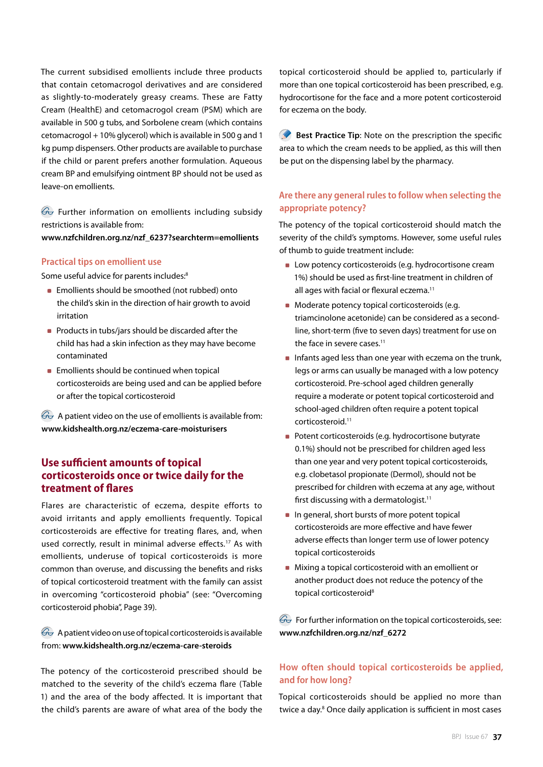The current subsidised emollients include three products that contain cetomacrogol derivatives and are considered as slightly-to-moderately greasy creams. These are Fatty Cream (HealthE) and cetomacrogol cream (PSM) which are available in 500 g tubs, and Sorbolene cream (which contains cetomacrogol + 10% glycerol) which is available in 500 g and 1 kg pump dispensers. Other products are available to purchase if the child or parent prefers another formulation. Aqueous cream BP and emulsifying ointment BP should not be used as leave-on emollients.

Further information on emollients including subsidy restrictions is available from:
**www.nzfchildren.org.nz/nzf_6237?searchterm=emollients**

### Practical tips on emollient use

Some useful advice for parents includes:[8]

- Emollients should be smoothed (not rubbed) onto the child's skin in the direction of hair growth to avoid irritation
- Products in tubs/jars should be discarded after the child has had a skin infection as they may have become contaminated
- Emollients should be continued when topical corticosteroids are being used and can be applied before or after the topical corticosteroid

A patient video on the use of emollients is available from: **www.kidshealth.org.nz/eczema-care-moisturisers**

## Use sufficient amounts of topical corticosteroids once or twice daily for the treatment of flares

Flares are characteristic of eczema, despite efforts to avoid irritants and apply emollients frequently. Topical corticosteroids are effective for treating flares, and, when used correctly, result in minimal adverse effects.[17] As with emollients, underuse of topical corticosteroids is more common than overuse, and discussing the benefits and risks of topical corticosteroid treatment with the family can assist in overcoming "corticosteroid phobia" (see: "Overcoming corticosteroid phobia", Page 39).

A patient video on use of topical corticosteroids is available from: **www.kidshealth.org.nz/eczema-care-steroids**

The potency of the corticosteroid prescribed should be matched to the severity of the child's eczema flare (Table 1) and the area of the body affected. It is important that the child's parents are aware of what area of the body the topical corticosteroid should be applied to, particularly if more than one topical corticosteroid has been prescribed, e.g. hydrocortisone for the face and a more potent corticosteroid for eczema on the body.

**Best Practice Tip**: Note on the prescription the specific area to which the cream needs to be applied, as this will then be put on the dispensing label by the pharmacy.

### Are there any general rules to follow when selecting the appropriate potency?

The potency of the topical corticosteroid should match the severity of the child's symptoms. However, some useful rules of thumb to guide treatment include:

- Low potency corticosteroids (e.g. hydrocortisone cream 1%) should be used as first-line treatment in children of all ages with facial or flexural eczema.[11]
- Moderate potency topical corticosteroids (e.g. triamcinolone acetonide) can be considered as a second-line, short-term (five to seven days) treatment for use on the face in severe cases.[11]
- Infants aged less than one year with eczema on the trunk, legs or arms can usually be managed with a low potency corticosteroid. Pre-school aged children generally require a moderate or potent topical corticosteroid and school-aged children often require a potent topical corticosteroid.[11]
- Potent corticosteroids (e.g. hydrocortisone butyrate 0.1%) should not be prescribed for children aged less than one year and very potent topical corticosteroids, e.g. clobetasol propionate (Dermol), should not be prescribed for children with eczema at any age, without first discussing with a dermatologist.[11]
- In general, short bursts of more potent topical corticosteroids are more effective and have fewer adverse effects than longer term use of lower potency topical corticosteroids
- Mixing a topical corticosteroid with an emollient or another product does not reduce the potency of the topical corticosteroid[8]

For further information on the topical corticosteroids, see: **www.nzfchildren.org.nz/nzf_6272**

### How often should topical corticosteroids be applied, and for how long?

Topical corticosteroids should be applied no more than twice a day.[8] Once daily application is sufficient in most cases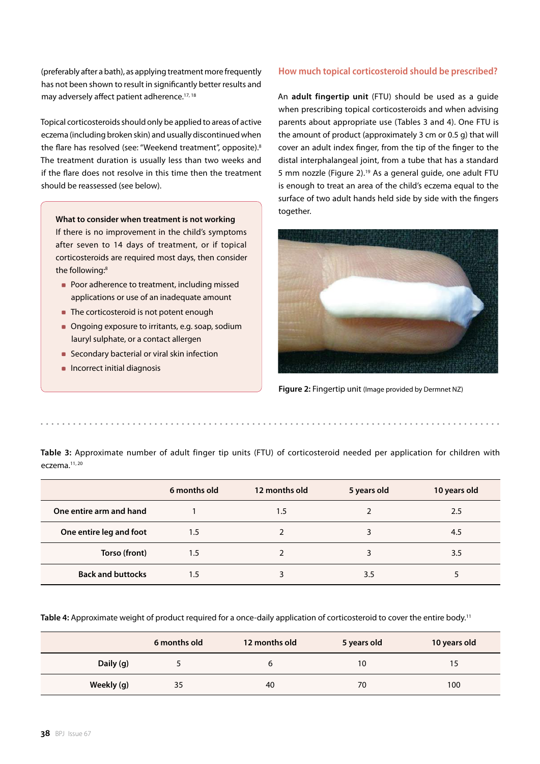(preferably after a bath), as applying treatment more frequently has not been shown to result in significantly better results and may adversely affect patient adherence.[17, 18]

Topical corticosteroids should only be applied to areas of active eczema (including broken skin) and usually discontinued when the flare has resolved (see: "Weekend treatment", opposite).[8] The treatment duration is usually less than two weeks and if the flare does not resolve in this time then the treatment should be reassessed (see below).

**What to consider when treatment is not working**

If there is no improvement in the child's symptoms after seven to 14 days of treatment, or if topical corticosteroids are required most days, then consider the following:[8]

- Poor adherence to treatment, including missed applications or use of an inadequate amount
- The corticosteroid is not potent enough
- Ongoing exposure to irritants, e.g. soap, sodium lauryl sulphate, or a contact allergen
- Secondary bacterial or viral skin infection
- Incorrect initial diagnosis

## How much topical corticosteroid should be prescribed?

An **adult fingertip unit** (FTU) should be used as a guide when prescribing topical corticosteroids and when advising parents about appropriate use (Tables 3 and 4). One FTU is the amount of product (approximately 3 cm or 0.5 g) that will cover an adult index finger, from the tip of the finger to the distal interphalangeal joint, from a tube that has a standard 5 mm nozzle (Figure 2).[19] As a general guide, one adult FTU is enough to treat an area of the child's eczema equal to the surface of two adult hands held side by side with the fingers together.

**Figure 2:** Fingertip unit (Image provided by Dermnet NZ)

**Table 3:** Approximate number of adult finger tip units (FTU) of corticosteroid needed per application for children with eczema.[11, 20]

| | 6 months old | 12 months old | 5 years old | 10 years old |
|---|---|---|---|---|
| **One entire arm and hand** | 1 | 1.5 | 2 | 2.5 |
| **One entire leg and foot** | 1.5 | 2 | 3 | 4.5 |
| **Torso (front)** | 1.5 | 2 | 3 | 3.5 |
| **Back and buttocks** | 1.5 | 3 | 3.5 | 5 |

**Table 4:** Approximate weight of product required for a once-daily application of corticosteroid to cover the entire body.[11]

| | 6 months old | 12 months old | 5 years old | 10 years old |
|---|---|---|---|---|
| **Daily (g)** | 5 | 6 | 10 | 15 |
| **Weekly (g)** | 35 | 40 | 70 | 100 |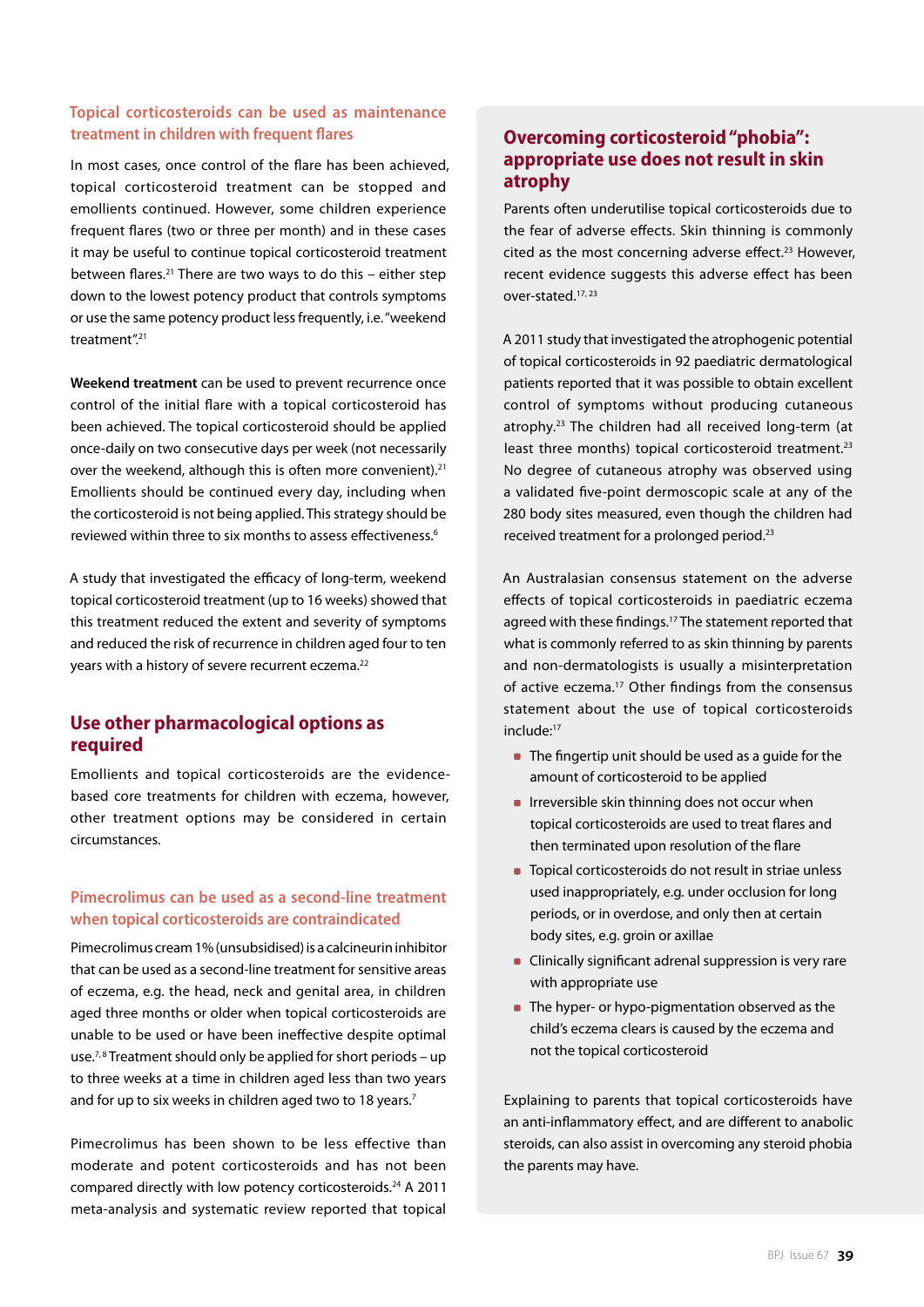### Topical corticosteroids can be used as maintenance treatment in children with frequent flares

In most cases, once control of the flare has been achieved, topical corticosteroid treatment can be stopped and emollients continued. However, some children experience frequent flares (two or three per month) and in these cases it may be useful to continue topical corticosteroid treatment between flares.[21] There are two ways to do this – either step down to the lowest potency product that controls symptoms or use the same potency product less frequently, i.e. "weekend treatment".[21]

**Weekend treatment** can be used to prevent recurrence once control of the initial flare with a topical corticosteroid has been achieved. The topical corticosteroid should be applied once-daily on two consecutive days per week (not necessarily over the weekend, although this is often more convenient).[21] Emollients should be continued every day, including when the corticosteroid is not being applied. This strategy should be reviewed within three to six months to assess effectiveness.[6]

A study that investigated the efficacy of long-term, weekend topical corticosteroid treatment (up to 16 weeks) showed that this treatment reduced the extent and severity of symptoms and reduced the risk of recurrence in children aged four to ten years with a history of severe recurrent eczema.[22]

## Use other pharmacological options as required

Emollients and topical corticosteroids are the evidence-based core treatments for children with eczema, however, other treatment options may be considered in certain circumstances.

### Pimecrolimus can be used as a second-line treatment when topical corticosteroids are contraindicated

Pimecrolimus cream 1% (unsubsidised) is a calcineurin inhibitor that can be used as a second-line treatment for sensitive areas of eczema, e.g. the head, neck and genital area, in children aged three months or older when topical corticosteroids are unable to be used or have been ineffective despite optimal use.[7,8] Treatment should only be applied for short periods – up to three weeks at a time in children aged less than two years and for up to six weeks in children aged two to 18 years.[7]

Pimecrolimus has been shown to be less effective than moderate and potent corticosteroids and has not been compared directly with low potency corticosteroids.[24] A 2011 meta-analysis and systematic review reported that topical

## Overcoming corticosteroid "phobia": appropriate use does not result in skin atrophy

Parents often underutilise topical corticosteroids due to the fear of adverse effects. Skin thinning is commonly cited as the most concerning adverse effect.[23] However, recent evidence suggests this adverse effect has been over-stated.[17, 23]

A 2011 study that investigated the atrophogenic potential of topical corticosteroids in 92 paediatric dermatological patients reported that it was possible to obtain excellent control of symptoms without producing cutaneous atrophy.[23] The children had all received long-term (at least three months) topical corticosteroid treatment.[23] No degree of cutaneous atrophy was observed using a validated five-point dermoscopic scale at any of the 280 body sites measured, even though the children had received treatment for a prolonged period.[23]

An Australasian consensus statement on the adverse effects of topical corticosteroids in paediatric eczema agreed with these findings.[17] The statement reported that what is commonly referred to as skin thinning by parents and non-dermatologists is usually a misinterpretation of active eczema.[17] Other findings from the consensus statement about the use of topical corticosteroids include:[17]

- The fingertip unit should be used as a guide for the amount of corticosteroid to be applied
- Irreversible skin thinning does not occur when topical corticosteroids are used to treat flares and then terminated upon resolution of the flare
- Topical corticosteroids do not result in striae unless used inappropriately, e.g. under occlusion for long periods, or in overdose, and only then at certain body sites, e.g. groin or axillae
- Clinically significant adrenal suppression is very rare with appropriate use
- The hyper- or hypo-pigmentation observed as the child's eczema clears is caused by the eczema and not the topical corticosteroid

Explaining to parents that topical corticosteroids have an anti-inflammatory effect, and are different to anabolic steroids, can also assist in overcoming any steroid phobia the parents may have.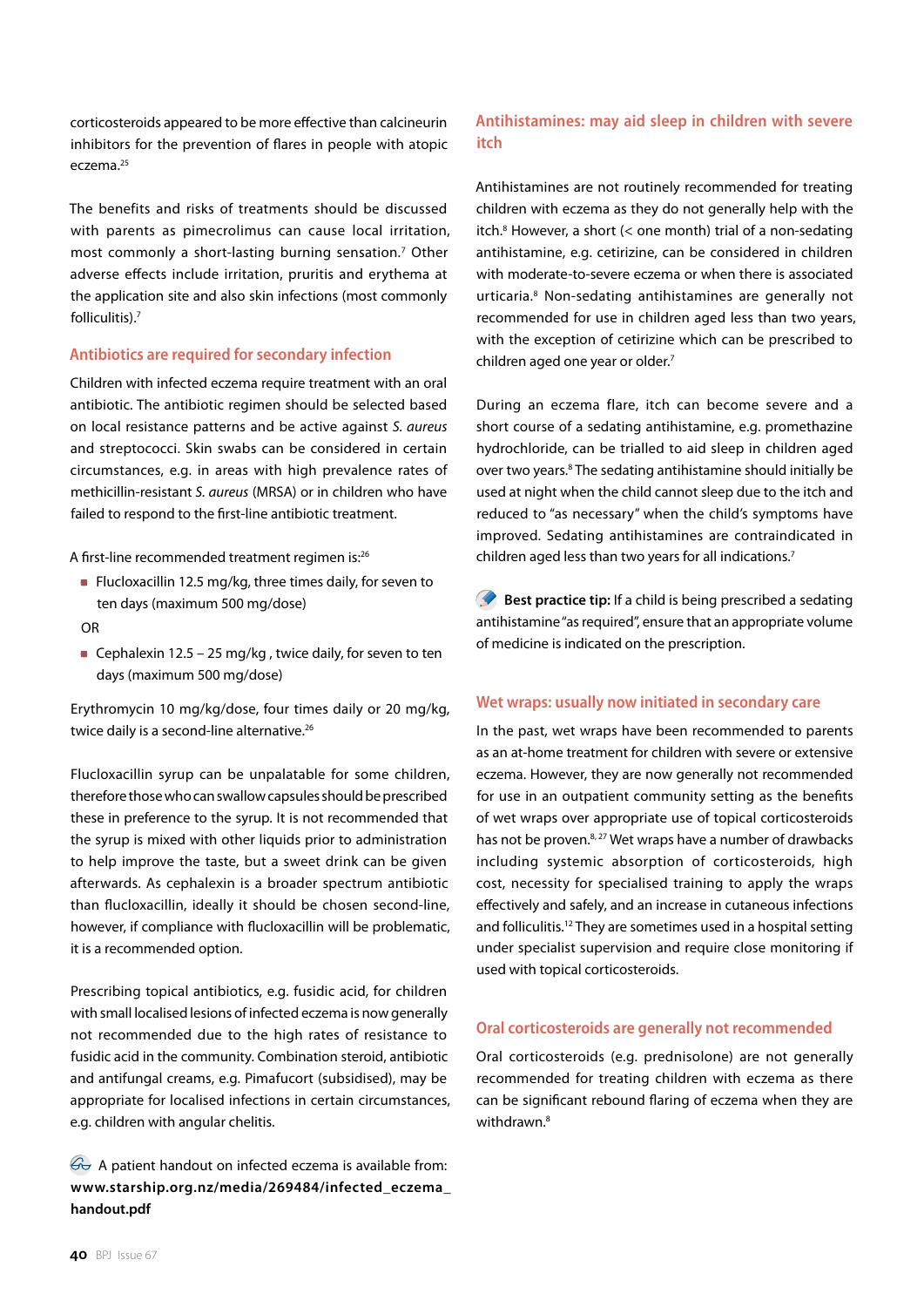corticosteroids appeared to be more effective than calcineurin inhibitors for the prevention of flares in people with atopic eczema.[25]

The benefits and risks of treatments should be discussed with parents as pimecrolimus can cause local irritation, most commonly a short-lasting burning sensation.[7] Other adverse effects include irritation, pruritis and erythema at the application site and also skin infections (most commonly folliculitis).[7]

## Antibiotics are required for secondary infection

Children with infected eczema require treatment with an oral antibiotic. The antibiotic regimen should be selected based on local resistance patterns and be active against *S. aureus* and streptococci. Skin swabs can be considered in certain circumstances, e.g. in areas with high prevalence rates of methicillin-resistant *S. aureus* (MRSA) or in children who have failed to respond to the first-line antibiotic treatment.

A first-line recommended treatment regimen is:[26]

- Flucloxacillin 12.5 mg/kg, three times daily, for seven to ten days (maximum 500 mg/dose)

OR

- Cephalexin 12.5 – 25 mg/kg , twice daily, for seven to ten days (maximum 500 mg/dose)

Erythromycin 10 mg/kg/dose, four times daily or 20 mg/kg, twice daily is a second-line alternative.[26]

Flucloxacillin syrup can be unpalatable for some children, therefore those who can swallow capsules should be prescribed these in preference to the syrup. It is not recommended that the syrup is mixed with other liquids prior to administration to help improve the taste, but a sweet drink can be given afterwards. As cephalexin is a broader spectrum antibiotic than flucloxacillin, ideally it should be chosen second-line, however, if compliance with flucloxacillin will be problematic, it is a recommended option.

Prescribing topical antibiotics, e.g. fusidic acid, for children with small localised lesions of infected eczema is now generally not recommended due to the high rates of resistance to fusidic acid in the community. Combination steroid, antibiotic and antifungal creams, e.g. Pimafucort (subsidised), may be appropriate for localised infections in certain circumstances, e.g. children with angular chelitis.

A patient handout on infected eczema is available from: **www.starship.org.nz/media/269484/infected_eczema_handout.pdf**

## Antihistamines: may aid sleep in children with severe itch

Antihistamines are not routinely recommended for treating children with eczema as they do not generally help with the itch.[8] However, a short (< one month) trial of a non-sedating antihistamine, e.g. cetirizine, can be considered in children with moderate-to-severe eczema or when there is associated urticaria.[8] Non-sedating antihistamines are generally not recommended for use in children aged less than two years, with the exception of cetirizine which can be prescribed to children aged one year or older.[7]

During an eczema flare, itch can become severe and a short course of a sedating antihistamine, e.g. promethazine hydrochloride, can be trialled to aid sleep in children aged over two years.[8] The sedating antihistamine should initially be used at night when the child cannot sleep due to the itch and reduced to "as necessary" when the child's symptoms have improved. Sedating antihistamines are contraindicated in children aged less than two years for all indications.[7]

**Best practice tip:** If a child is being prescribed a sedating antihistamine "as required", ensure that an appropriate volume of medicine is indicated on the prescription.

## Wet wraps: usually now initiated in secondary care

In the past, wet wraps have been recommended to parents as an at-home treatment for children with severe or extensive eczema. However, they are now generally not recommended for use in an outpatient community setting as the benefits of wet wraps over appropriate use of topical corticosteroids has not be proven.[8, 27] Wet wraps have a number of drawbacks including systemic absorption of corticosteroids, high cost, necessity for specialised training to apply the wraps effectively and safely, and an increase in cutaneous infections and folliculitis.[12] They are sometimes used in a hospital setting under specialist supervision and require close monitoring if used with topical corticosteroids.

## Oral corticosteroids are generally not recommended

Oral corticosteroids (e.g. prednisolone) are not generally recommended for treating children with eczema as there can be significant rebound flaring of eczema when they are withdrawn.[8]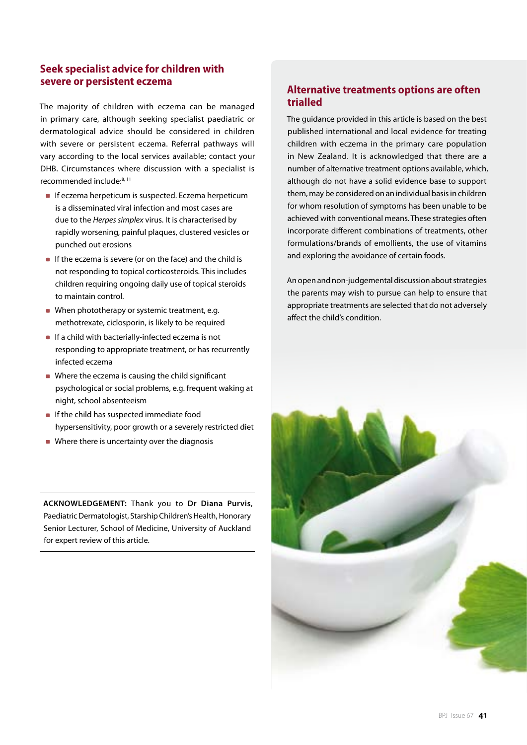## Seek specialist advice for children with severe or persistent eczema

The majority of children with eczema can be managed in primary care, although seeking specialist paediatric or dermatological advice should be considered in children with severe or persistent eczema. Referral pathways will vary according to the local services available; contact your DHB. Circumstances where discussion with a specialist is recommended include:[8, 11]

- If eczema herpeticum is suspected. Eczema herpeticum is a disseminated viral infection and most cases are due to the *Herpes simplex* virus. It is characterised by rapidly worsening, painful plaques, clustered vesicles or punched out erosions
- If the eczema is severe (or on the face) and the child is not responding to topical corticosteroids. This includes children requiring ongoing daily use of topical steroids to maintain control.
- When phototherapy or systemic treatment, e.g. methotrexate, ciclosporin, is likely to be required
- If a child with bacterially-infected eczema is not responding to appropriate treatment, or has recurrently infected eczema
- Where the eczema is causing the child significant psychological or social problems, e.g. frequent waking at night, school absenteeism
- If the child has suspected immediate food hypersensitivity, poor growth or a severely restricted diet
- Where there is uncertainty over the diagnosis

**ACKNOWLEDGEMENT:** Thank you to **Dr Diana Purvis**, Paediatric Dermatologist, Starship Children's Health, Honorary Senior Lecturer, School of Medicine, University of Auckland for expert review of this article.

## Alternative treatments options are often trialled

The guidance provided in this article is based on the best published international and local evidence for treating children with eczema in the primary care population in New Zealand. It is acknowledged that there are a number of alternative treatment options available, which, although do not have a solid evidence base to support them, may be considered on an individual basis in children for whom resolution of symptoms has been unable to be achieved with conventional means. These strategies often incorporate different combinations of treatments, other formulations/brands of emollients, the use of vitamins and exploring the avoidance of certain foods.

An open and non-judgemental discussion about strategies the parents may wish to pursue can help to ensure that appropriate treatments are selected that do not adversely affect the child's condition.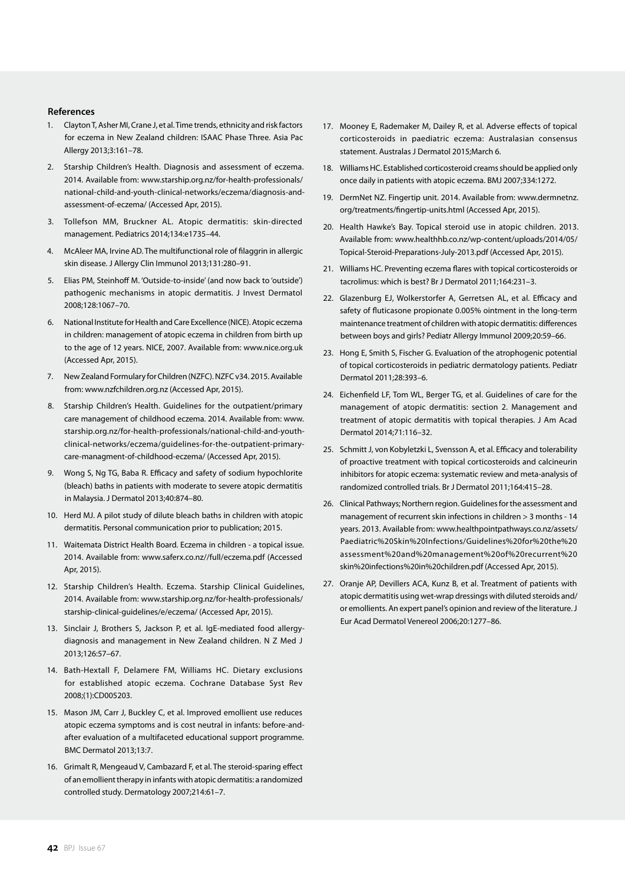## References

1. Clayton T, Asher MI, Crane J, et al. Time trends, ethnicity and risk factors for eczema in New Zealand children: ISAAC Phase Three. Asia Pac Allergy 2013;3:161–78.
2. Starship Children's Health. Diagnosis and assessment of eczema. 2014. Available from: www.starship.org.nz/for-health-professionals/national-child-and-youth-clinical-networks/eczema/diagnosis-and-assessment-of-eczema/ (Accessed Apr, 2015).
3. Tollefson MM, Bruckner AL. Atopic dermatitis: skin-directed management. Pediatrics 2014;134:e1735–44.
4. McAleer MA, Irvine AD. The multifunctional role of filaggrin in allergic skin disease. J Allergy Clin Immunol 2013;131:280–91.
5. Elias PM, Steinhoff M. 'Outside-to-inside' (and now back to 'outside') pathogenic mechanisms in atopic dermatitis. J Invest Dermatol 2008;128:1067–70.
6. National Institute for Health and Care Excellence (NICE). Atopic eczema in children: management of atopic eczema in children from birth up to the age of 12 years. NICE, 2007. Available from: www.nice.org.uk (Accessed Apr, 2015).
7. New Zealand Formulary for Children (NZFC). NZFC v34. 2015. Available from: www.nzfchildren.org.nz (Accessed Apr, 2015).
8. Starship Children's Health. Guidelines for the outpatient/primary care management of childhood eczema. 2014. Available from: www.starship.org.nz/for-health-professionals/national-child-and-youth-clinical-networks/eczema/guidelines-for-the-outpatient-primary-care-managment-of-childhood-eczema/ (Accessed Apr, 2015).
9. Wong S, Ng TG, Baba R. Efficacy and safety of sodium hypochlorite (bleach) baths in patients with moderate to severe atopic dermatitis in Malaysia. J Dermatol 2013;40:874–80.
10. Herd MJ. A pilot study of dilute bleach baths in children with atopic dermatitis. Personal communication prior to publication; 2015.
11. Waitemata District Health Board. Eczema in children - a topical issue. 2014. Available from: www.saferx.co.nz//full/eczema.pdf (Accessed Apr, 2015).
12. Starship Children's Health. Eczema. Starship Clinical Guidelines, 2014. Available from: www.starship.org.nz/for-health-professionals/starship-clinical-guidelines/e/eczema/ (Accessed Apr, 2015).
13. Sinclair J, Brothers S, Jackson P, et al. IgE-mediated food allergy-diagnosis and management in New Zealand children. N Z Med J 2013;126:57–67.
14. Bath-Hextall F, Delamere FM, Williams HC. Dietary exclusions for established atopic eczema. Cochrane Database Syst Rev 2008;(1):CD005203.
15. Mason JM, Carr J, Buckley C, et al. Improved emollient use reduces atopic eczema symptoms and is cost neutral in infants: before-and-after evaluation of a multifaceted educational support programme. BMC Dermatol 2013;13:7.
16. Grimalt R, Mengeaud V, Cambazard F, et al. The steroid-sparing effect of an emollient therapy in infants with atopic dermatitis: a randomized controlled study. Dermatology 2007;214:61–7.
17. Mooney E, Rademaker M, Dailey R, et al. Adverse effects of topical corticosteroids in paediatric eczema: Australasian consensus statement. Australas J Dermatol 2015;March 6.
18. Williams HC. Established corticosteroid creams should be applied only once daily in patients with atopic eczema. BMJ 2007;334:1272.
19. DermNet NZ. Fingertip unit. 2014. Available from: www.dermnetnz.org/treatments/fingertip-units.html (Accessed Apr, 2015).
20. Health Hawke's Bay. Topical steroid use in atopic children. 2013. Available from: www.healthhb.co.nz/wp-content/uploads/2014/05/Topical-Steroid-Preparations-July-2013.pdf (Accessed Apr, 2015).
21. Williams HC. Preventing eczema flares with topical corticosteroids or tacrolimus: which is best? Br J Dermatol 2011;164:231–3.
22. Glazenburg EJ, Wolkerstorfer A, Gerretsen AL, et al. Efficacy and safety of fluticasone propionate 0.005% ointment in the long-term maintenance treatment of children with atopic dermatitis: differences between boys and girls? Pediatr Allergy Immunol 2009;20:59–66.
23. Hong E, Smith S, Fischer G. Evaluation of the atrophogenic potential of topical corticosteroids in pediatric dermatology patients. Pediatr Dermatol 2011;28:393–6.
24. Eichenfield LF, Tom WL, Berger TG, et al. Guidelines of care for the management of atopic dermatitis: section 2. Management and treatment of atopic dermatitis with topical therapies. J Am Acad Dermatol 2014;71:116–32.
25. Schmitt J, von Kobyletzki L, Svensson A, et al. Efficacy and tolerability of proactive treatment with topical corticosteroids and calcineurin inhibitors for atopic eczema: systematic review and meta-analysis of randomized controlled trials. Br J Dermatol 2011;164:415–28.
26. Clinical Pathways; Northern region. Guidelines for the assessment and management of recurrent skin infections in children > 3 months - 14 years. 2013. Available from: www.healthpointpathways.co.nz/assets/Paediatric%20Skin%20Infections/Guidelines%20for%20the%20assessment%20and%20management%20of%20recurrent%20skin%20infections%20in%20children.pdf (Accessed Apr, 2015).
27. Oranje AP, Devillers ACA, Kunz B, et al. Treatment of patients with atopic dermatitis using wet-wrap dressings with diluted steroids and/or emollients. An expert panel's opinion and review of the literature. J Eur Acad Dermatol Venereol 2006;20:1277–86.